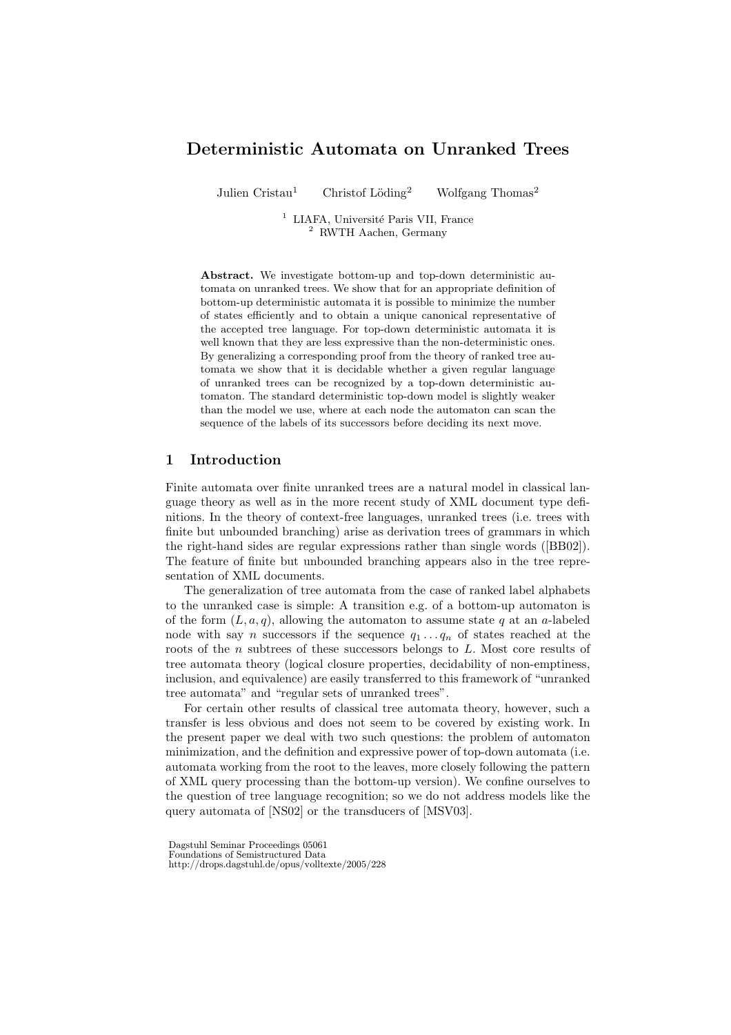# Deterministic Automata on Unranked Trees

Julien Cristau[1] Christof Löding[2] Wolfgang Thomas[2]

[1] LIAFA, Université Paris VII, France
[2] RWTH Aachen, Germany

**Abstract.** We investigate bottom-up and top-down deterministic automata on unranked trees. We show that for an appropriate definition of bottom-up deterministic automata it is possible to minimize the number of states efficiently and to obtain a unique canonical representative of the accepted tree language. For top-down deterministic automata it is well known that they are less expressive than the non-deterministic ones. By generalizing a corresponding proof from the theory of ranked tree automata we show that it is decidable whether a given regular language of unranked trees can be recognized by a top-down deterministic automaton. The standard deterministic top-down model is slightly weaker than the model we use, where at each node the automaton can scan the sequence of the labels of its successors before deciding its next move.

## 1 Introduction

Finite automata over finite unranked trees are a natural model in classical language theory as well as in the more recent study of XML document type definitions. In the theory of context-free languages, unranked trees (i.e. trees with finite but unbounded branching) arise as derivation trees of grammars in which the right-hand sides are regular expressions rather than single words ([BB02]). The feature of finite but unbounded branching appears also in the tree representation of XML documents.

The generalization of tree automata from the case of ranked label alphabets to the unranked case is simple: A transition e.g. of a bottom-up automaton is of the form $(L, a, q)$, allowing the automaton to assume state $q$ at an $a$-labeled node with say $n$ successors if the sequence $q_1 \dots q_n$ of states reached at the roots of the $n$ subtrees of these successors belongs to $L$. Most core results of tree automata theory (logical closure properties, decidability of non-emptiness, inclusion, and equivalence) are easily transferred to this framework of "unranked tree automata" and "regular sets of unranked trees".

For certain other results of classical tree automata theory, however, such a transfer is less obvious and does not seem to be covered by existing work. In the present paper we deal with two such questions: the problem of automaton minimization, and the definition and expressive power of top-down automata (i.e. automata working from the root to the leaves, more closely following the pattern of XML query processing than the bottom-up version). We confine ourselves to the question of tree language recognition; so we do not address models like the query automata of [NS02] or the transducers of [MSV03].

Dagstuhl Seminar Proceedings 05061
Foundations of Semistructured Data
http://drops.dagstuhl.de/opus/volltexte/2005/228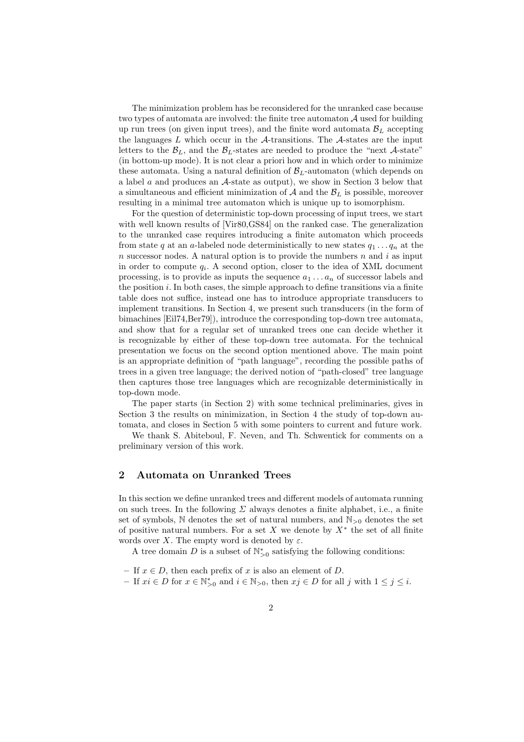The minimization problem has be reconsidered for the unranked case because two types of automata are involved: the finite tree automaton $\mathcal{A}$ used for building up run trees (on given input trees), and the finite word automata $\mathcal{B}_L$ accepting the languages $L$ which occur in the $\mathcal{A}$-transitions. The $\mathcal{A}$-states are the input letters to the $\mathcal{B}_L$, and the $\mathcal{B}_L$-states are needed to produce the "next $\mathcal{A}$-state" (in bottom-up mode). It is not clear a priori how and in which order to minimize these automata. Using a natural definition of $\mathcal{B}_L$-automaton (which depends on a label $a$ and produces an $\mathcal{A}$-state as output), we show in Section 3 below that a simultaneous and efficient minimization of $\mathcal{A}$ and the $\mathcal{B}_L$ is possible, moreover resulting in a minimal tree automaton which is unique up to isomorphism.

For the question of deterministic top-down processing of input trees, we start with well known results of [Vir80,GS84] on the ranked case. The generalization to the unranked case requires introducing a finite automaton which proceeds from state $q$ at an $a$-labeled node deterministically to new states $q_1 \dots q_n$ at the $n$ successor nodes. A natural option is to provide the numbers $n$ and $i$ as input in order to compute $q_i$. A second option, closer to the idea of XML document processing, is to provide as inputs the sequence $a_1 \dots a_n$ of successor labels and the position $i$. In both cases, the simple approach to define transitions via a finite table does not suffice, instead one has to introduce appropriate transducers to implement transitions. In Section 4, we present such transducers (in the form of bimachines [Eil74,Ber79]), introduce the corresponding top-down tree automata, and show that for a regular set of unranked trees one can decide whether it is recognizable by either of these top-down tree automata. For the technical presentation we focus on the second option mentioned above. The main point is an appropriate definition of "path language", recording the possible paths of trees in a given tree language; the derived notion of "path-closed" tree language then captures those tree languages which are recognizable deterministically in top-down mode.

The paper starts (in Section 2) with some technical preliminaries, gives in Section 3 the results on minimization, in Section 4 the study of top-down automata, and closes in Section 5 with some pointers to current and future work.

We thank S. Abiteboul, F. Neven, and Th. Schwentick for comments on a preliminary version of this work.

## 2 Automata on Unranked Trees

In this section we define unranked trees and different models of automata running on such trees. In the following $\Sigma$ always denotes a finite alphabet, i.e., a finite set of symbols, $\mathbb{N}$ denotes the set of natural numbers, and $\mathbb{N}_{>0}$ denotes the set of positive natural numbers. For a set $X$ we denote by $X^*$ the set of all finite words over $X$. The empty word is denoted by $\varepsilon$.

A tree domain $D$ is a subset of $\mathbb{N}_{>0}^*$ satisfying the following conditions:

- If $x \in D$, then each prefix of $x$ is also an element of $D$.
- If $xi \in D$ for $x \in \mathbb{N}_{>0}^*$ and $i \in \mathbb{N}_{>0}$, then $xj \in D$ for all $j$ with $1 \leq j \leq i$.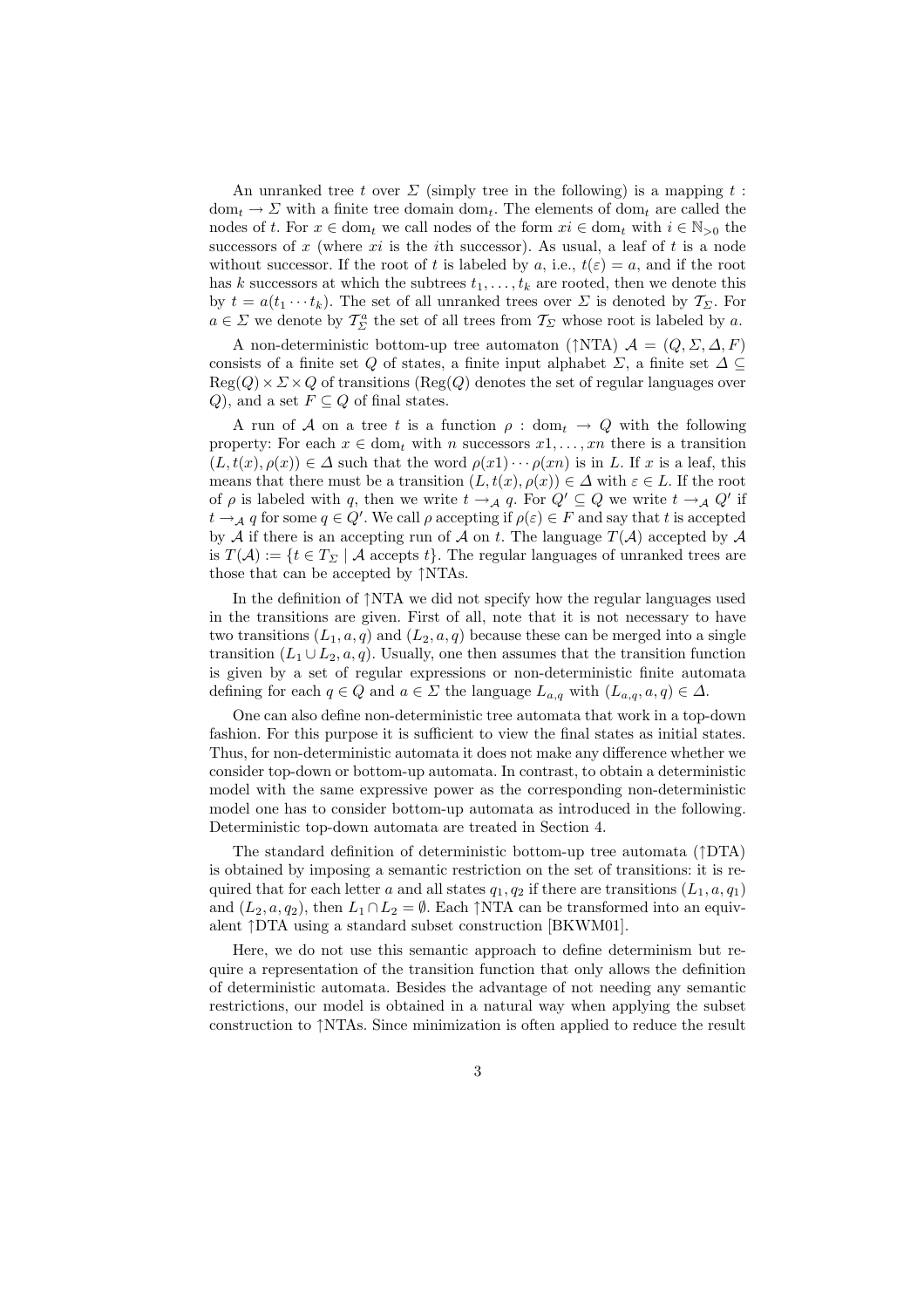An unranked tree $t$ over $\Sigma$ (simply tree in the following) is a mapping $t : \mathrm{dom}_t \to \Sigma$ with a finite tree domain $\mathrm{dom}_t$. The elements of $\mathrm{dom}_t$ are called the nodes of $t$. For $x \in \mathrm{dom}_t$ we call nodes of the form $xi \in \mathrm{dom}_t$ with $i \in \mathbb{N}_{>0}$ the successors of $x$ (where $xi$ is the $i$th successor). As usual, a leaf of $t$ is a node without successor. If the root of $t$ is labeled by $a$, i.e., $t(\varepsilon) = a$, and if the root has $k$ successors at which the subtrees $t_1, \ldots, t_k$ are rooted, then we denote this by $t = a(t_1 \cdots t_k)$. The set of all unranked trees over $\Sigma$ is denoted by $\mathcal{T}_\Sigma$. For $a \in \Sigma$ we denote by $\mathcal{T}_\Sigma^a$ the set of all trees from $\mathcal{T}_\Sigma$ whose root is labeled by $a$.

A non-deterministic bottom-up tree automaton ($\uparrow$NTA) $\mathcal{A} = (Q, \Sigma, \Delta, F)$ consists of a finite set $Q$ of states, a finite input alphabet $\Sigma$, a finite set $\Delta \subseteq \mathrm{Reg}(Q) \times \Sigma \times Q$ of transitions ($\mathrm{Reg}(Q)$ denotes the set of regular languages over $Q$), and a set $F \subseteq Q$ of final states.

A run of $\mathcal{A}$ on a tree $t$ is a function $\rho : \mathrm{dom}_t \to Q$ with the following property: For each $x \in \mathrm{dom}_t$ with $n$ successors $x1, \ldots, xn$ there is a transition $(L, t(x), \rho(x)) \in \Delta$ such that the word $\rho(x1) \cdots \rho(xn)$ is in $L$. If $x$ is a leaf, this means that there must be a transition $(L, t(x), \rho(x)) \in \Delta$ with $\varepsilon \in L$. If the root of $\rho$ is labeled with $q$, then we write $t \to_\mathcal{A} q$. For $Q' \subseteq Q$ we write $t \to_\mathcal{A} Q'$ if $t \to_\mathcal{A} q$ for some $q \in Q'$. We call $\rho$ accepting if $\rho(\varepsilon) \in F$ and say that $t$ is accepted by $\mathcal{A}$ if there is an accepting run of $\mathcal{A}$ on $t$. The language $T(\mathcal{A})$ accepted by $\mathcal{A}$ is $T(\mathcal{A}) := \{t \in T_\Sigma \mid \mathcal{A} \text{ accepts } t\}$. The regular languages of unranked trees are those that can be accepted by $\uparrow$NTAs.

In the definition of $\uparrow$NTA we did not specify how the regular languages used in the transitions are given. First of all, note that it is not necessary to have two transitions $(L_1, a, q)$ and $(L_2, a, q)$ because these can be merged into a single transition $(L_1 \cup L_2, a, q)$. Usually, one then assumes that the transition function is given by a set of regular expressions or non-deterministic finite automata defining for each $q \in Q$ and $a \in \Sigma$ the language $L_{a,q}$ with $(L_{a,q}, a, q) \in \Delta$.

One can also define non-deterministic tree automata that work in a top-down fashion. For this purpose it is sufficient to view the final states as initial states. Thus, for non-deterministic automata it does not make any difference whether we consider top-down or bottom-up automata. In contrast, to obtain a deterministic model with the same expressive power as the corresponding non-deterministic model one has to consider bottom-up automata as introduced in the following. Deterministic top-down automata are treated in Section 4.

The standard definition of deterministic bottom-up tree automata ($\uparrow$DTA) is obtained by imposing a semantic restriction on the set of transitions: it is required that for each letter $a$ and all states $q_1, q_2$ if there are transitions $(L_1, a, q_1)$ and $(L_2, a, q_2)$, then $L_1 \cap L_2 = \emptyset$. Each $\uparrow$NTA can be transformed into an equivalent $\uparrow$DTA using a standard subset construction [BKWM01].

Here, we do not use this semantic approach to define determinism but require a representation of the transition function that only allows the definition of deterministic automata. Besides the advantage of not needing any semantic restrictions, our model is obtained in a natural way when applying the subset construction to $\uparrow$NTAs. Since minimization is often applied to reduce the result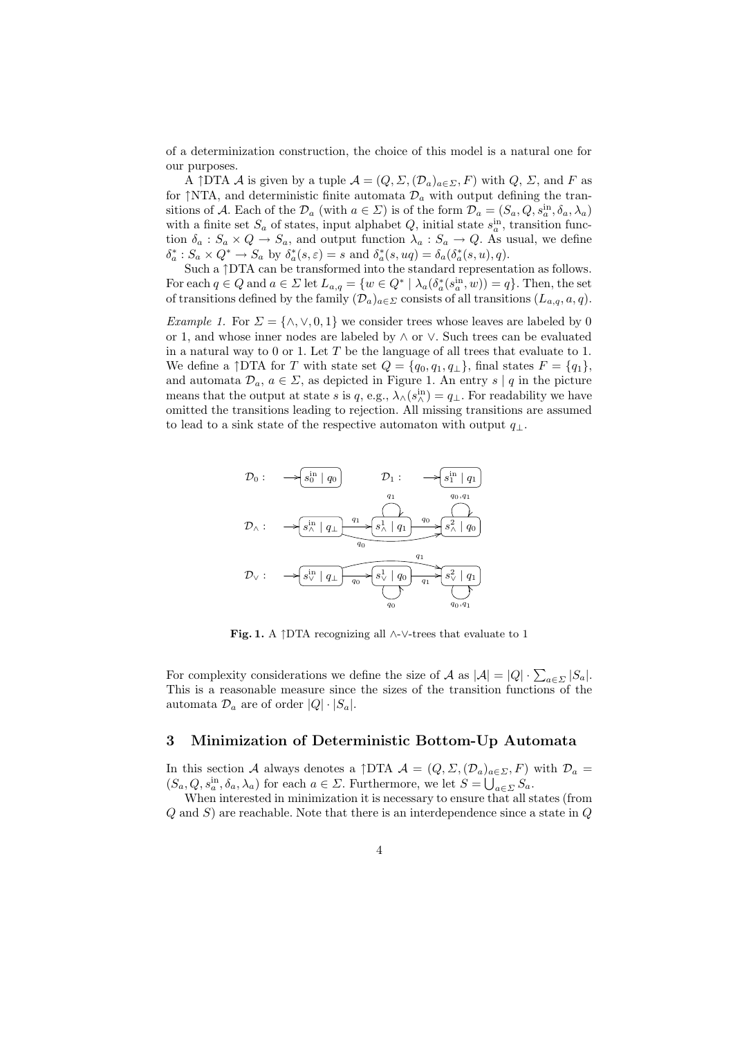of a determinization construction, the choice of this model is a natural one for our purposes.

A $\uparrow$DTA $\mathcal{A}$ is given by a tuple $\mathcal{A} = (Q, \Sigma, (\mathcal{D}_a)_{a\in\Sigma}, F)$ with $Q$, $\Sigma$, and $F$ as for $\uparrow$NTA, and deterministic finite automata $\mathcal{D}_a$ with output defining the transitions of $\mathcal{A}$. Each of the $\mathcal{D}_a$ (with $a \in \Sigma$) is of the form $\mathcal{D}_a = (S_a, Q, s_a^{\text{in}}, \delta_a, \lambda_a)$ with a finite set $S_a$ of states, input alphabet $Q$, initial state $s_a^{\text{in}}$, transition function $\delta_a : S_a \times Q \to S_a$, and output function $\lambda_a : S_a \to Q$. As usual, we define $\delta_a^* : S_a \times Q^* \to S_a$ by $\delta_a^*(s, \varepsilon) = s$ and $\delta_a^*(s, uq) = \delta_a(\delta_a^*(s, u), q)$.

Such a $\uparrow$DTA can be transformed into the standard representation as follows. For each $q \in Q$ and $a \in \Sigma$ let $L_{a,q} = \{w \in Q^* \mid \lambda_a(\delta_a^*(s_a^{\text{in}}, w)) = q\}$. Then, the set of transitions defined by the family $(\mathcal{D}_a)_{a\in\Sigma}$ consists of all transitions $(L_{a,q}, a, q)$.

*Example 1.* For $\Sigma = \{\wedge, \vee, 0, 1\}$ we consider trees whose leaves are labeled by 0 or 1, and whose inner nodes are labeled by $\wedge$ or $\vee$. Such trees can be evaluated in a natural way to 0 or 1. Let $T$ be the language of all trees that evaluate to 1. We define a $\uparrow$DTA for $T$ with state set $Q = \{q_0, q_1, q_\perp\}$, final states $F = \{q_1\}$, and automata $\mathcal{D}_a$, $a \in \Sigma$, as depicted in Figure 1. An entry $s \mid q$ in the picture means that the output at state $s$ is $q$, e.g., $\lambda_\wedge(s_\wedge^{\text{in}}) = q_\perp$. For readability we have omitted the transitions leading to rejection. All missing transitions are assumed to lead to a sink state of the respective automaton with output $q_\perp$.

**Fig. 1.** A $\uparrow$DTA recognizing all $\wedge$-$\vee$-trees that evaluate to 1

For complexity considerations we define the size of $\mathcal{A}$ as $|\mathcal{A}| = |Q| \cdot \sum_{a\in\Sigma} |S_a|$. This is a reasonable measure since the sizes of the transition functions of the automata $\mathcal{D}_a$ are of order $|Q| \cdot |S_a|$.

## 3 Minimization of Deterministic Bottom-Up Automata

In this section $\mathcal{A}$ always denotes a $\uparrow$DTA $\mathcal{A} = (Q, \Sigma, (\mathcal{D}_a)_{a\in\Sigma}, F)$ with $\mathcal{D}_a = (S_a, Q, s_a^{\text{in}}, \delta_a, \lambda_a)$ for each $a \in \Sigma$. Furthermore, we let $S = \bigcup_{a\in\Sigma} S_a$.

When interested in minimization it is necessary to ensure that all states (from $Q$ and $S$) are reachable. Note that there is an interdependence since a state in $Q$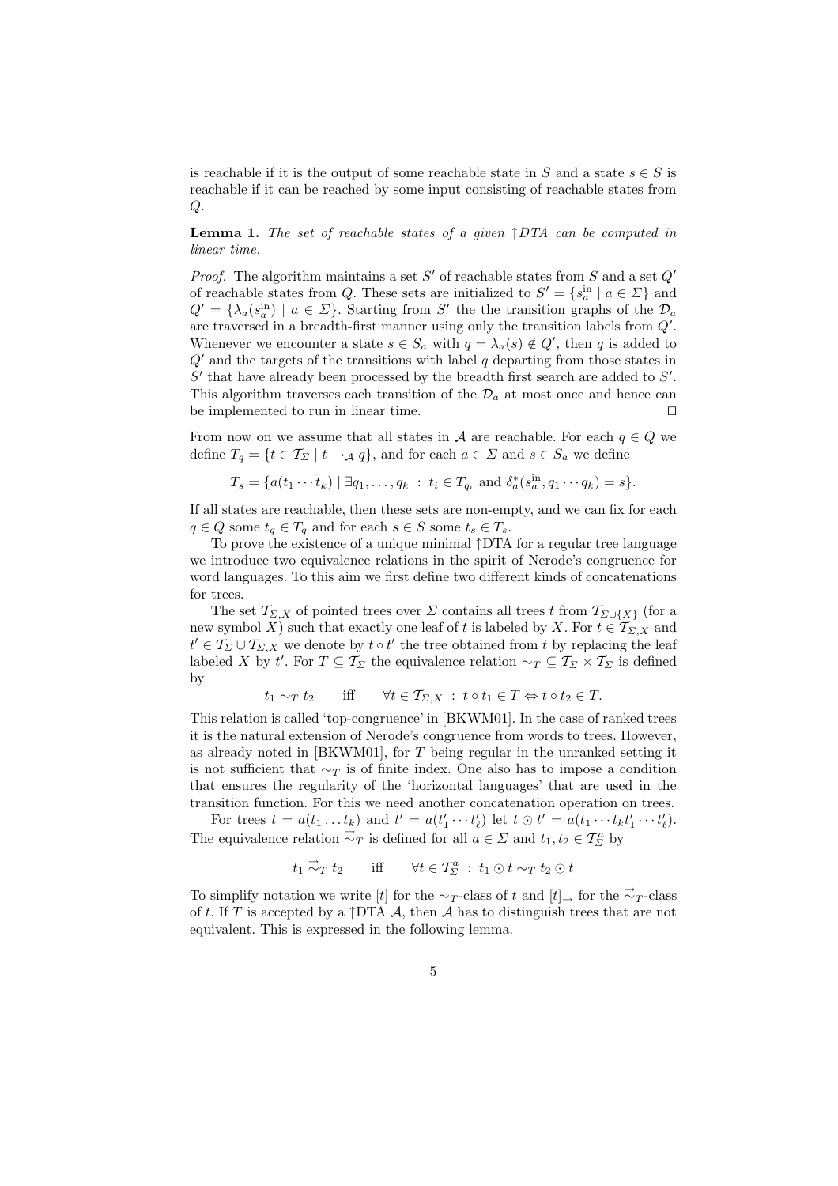is reachable if it is the output of some reachable state in $S$ and a state $s \in S$ is reachable if it can be reached by some input consisting of reachable states from $Q$.

**Lemma 1.** *The set of reachable states of a given ↑DTA can be computed in linear time.*

*Proof.* The algorithm maintains a set $S'$ of reachable states from $S$ and a set $Q'$ of reachable states from $Q$. These sets are initialized to $S' = \{s_a^{\text{in}} \mid a \in \Sigma\}$ and $Q' = \{\lambda_a(s_a^{\text{in}}) \mid a \in \Sigma\}$. Starting from $S'$ the the transition graphs of the $\mathcal{D}_a$ are traversed in a breadth-first manner using only the transition labels from $Q'$. Whenever we encounter a state $s \in S_a$ with $q = \lambda_a(s) \notin Q'$, then $q$ is added to $Q'$ and the targets of the transitions with label $q$ departing from those states in $S'$ that have already been processed by the breadth first search are added to $S'$. This algorithm traverses each transition of the $\mathcal{D}_a$ at most once and hence can be implemented to run in linear time. ⊓⊔

From now on we assume that all states in $\mathcal{A}$ are reachable. For each $q \in Q$ we define $T_q = \{t \in \mathcal{T}_\Sigma \mid t \rightarrow_{\mathcal{A}} q\}$, and for each $a \in \Sigma$ and $s \in S_a$ we define

$$T_s = \{a(t_1 \cdots t_k) \mid \exists q_1, \ldots, q_k \;:\; t_i \in T_{q_i} \text{ and } \delta_a^*(s_a^{\text{in}}, q_1 \cdots q_k) = s\}.$$

If all states are reachable, then these sets are non-empty, and we can fix for each $q \in Q$ some $t_q \in T_q$ and for each $s \in S$ some $t_s \in T_s$.

To prove the existence of a unique minimal ↑DTA for a regular tree language we introduce two equivalence relations in the spirit of Nerode's congruence for word languages. To this aim we first define two different kinds of concatenations for trees.

The set $\mathcal{T}_{\Sigma,X}$ of pointed trees over $\Sigma$ contains all trees $t$ from $\mathcal{T}_{\Sigma \cup \{X\}}$ (for a new symbol $X$) such that exactly one leaf of $t$ is labeled by $X$. For $t \in \mathcal{T}_{\Sigma,X}$ and $t' \in \mathcal{T}_\Sigma \cup \mathcal{T}_{\Sigma,X}$ we denote by $t \circ t'$ the tree obtained from $t$ by replacing the leaf labeled $X$ by $t'$. For $T \subseteq \mathcal{T}_\Sigma$ the equivalence relation $\sim_T \subseteq \mathcal{T}_\Sigma \times \mathcal{T}_\Sigma$ is defined by

$$t_1 \sim_T t_2 \qquad \text{iff} \qquad \forall t \in \mathcal{T}_{\Sigma,X} \;:\; t \circ t_1 \in T \Leftrightarrow t \circ t_2 \in T.$$

This relation is called 'top-congruence' in [BKWM01]. In the case of ranked trees it is the natural extension of Nerode's congruence from words to trees. However, as already noted in [BKWM01], for $T$ being regular in the unranked setting it is not sufficient that $\sim_T$ is of finite index. One also has to impose a condition that ensures the regularity of the 'horizontal languages' that are used in the transition function. For this we need another concatenation operation on trees.

For trees $t = a(t_1 \ldots t_k)$ and $t' = a(t'_1 \cdots t'_\ell)$ let $t \odot t' = a(t_1 \cdots t_k t'_1 \cdots t'_\ell)$. The equivalence relation $\vec{\sim}_T$ is defined for all $a \in \Sigma$ and $t_1, t_2 \in \mathcal{T}_\Sigma^a$ by

$$t_1 \vec{\sim}_T t_2 \qquad \text{iff} \qquad \forall t \in \mathcal{T}_\Sigma^a \;:\; t_1 \odot t \sim_T t_2 \odot t$$

To simplify notation we write $[t]$ for the $\sim_T$-class of $t$ and $[t]_\rightarrow$ for the $\vec{\sim}_T$-class of $t$. If $T$ is accepted by a ↑DTA $\mathcal{A}$, then $\mathcal{A}$ has to distinguish trees that are not equivalent. This is expressed in the following lemma.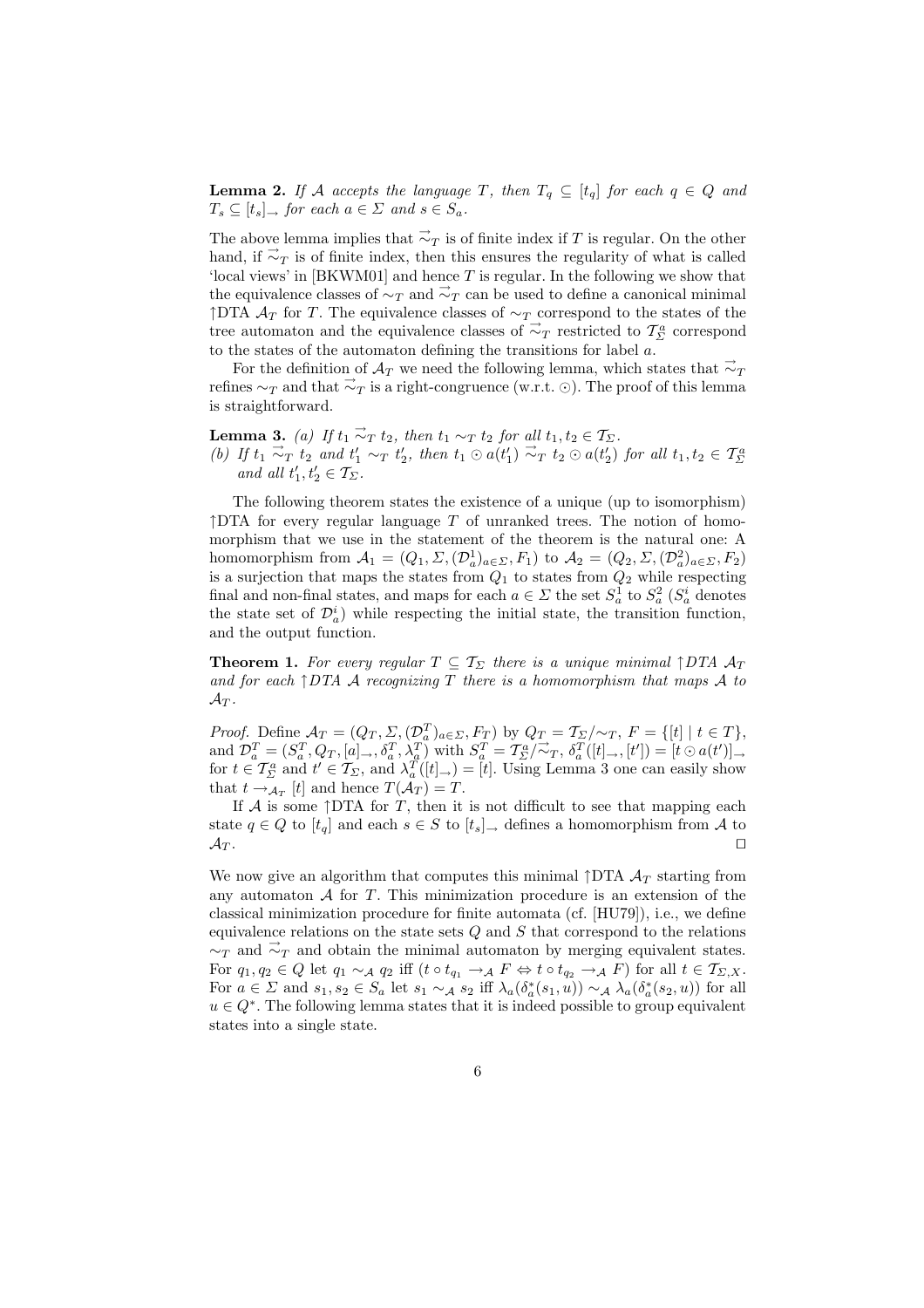**Lemma 2.** *If $\mathcal{A}$ accepts the language $T$, then $T_q \subseteq [t_q]$ for each $q \in Q$ and $T_s \subseteq [t_s]_\to$ for each $a \in \Sigma$ and $s \in S_a$.*

The above lemma implies that $\vec{\sim}_T$ is of finite index if $T$ is regular. On the other hand, if $\vec{\sim}_T$ is of finite index, then this ensures the regularity of what is called 'local views' in [BKWM01] and hence $T$ is regular. In the following we show that the equivalence classes of $\sim_T$ and $\vec{\sim}_T$ can be used to define a canonical minimal $\upharpoonright$DTA $\mathcal{A}_T$ for $T$. The equivalence classes of $\sim_T$ correspond to the states of the tree automaton and the equivalence classes of $\vec{\sim}_T$ restricted to $\mathcal{T}^a_\Sigma$ correspond to the states of the automaton defining the transitions for label $a$.

For the definition of $\mathcal{A}_T$ we need the following lemma, which states that $\vec{\sim}_T$ refines $\sim_T$ and that $\vec{\sim}_T$ is a right-congruence (w.r.t. $\odot$). The proof of this lemma is straightforward.

**Lemma 3.** *(a) If $t_1 \vec{\sim}_T t_2$, then $t_1 \sim_T t_2$ for all $t_1, t_2 \in \mathcal{T}_\Sigma$.*
*(b) If $t_1 \vec{\sim}_T t_2$ and $t'_1 \sim_T t'_2$, then $t_1 \odot a(t'_1) \vec{\sim}_T t_2 \odot a(t'_2)$ for all $t_1, t_2 \in \mathcal{T}^a_\Sigma$ and all $t'_1, t'_2 \in \mathcal{T}_\Sigma$.*

The following theorem states the existence of a unique (up to isomorphism) $\upharpoonright$DTA for every regular language $T$ of unranked trees. The notion of homomorphism that we use in the statement of the theorem is the natural one: A homomorphism from $\mathcal{A}_1 = (Q_1, \Sigma, (\mathcal{D}^1_a)_{a\in\Sigma}, F_1)$ to $\mathcal{A}_2 = (Q_2, \Sigma, (\mathcal{D}^2_a)_{a\in\Sigma}, F_2)$ is a surjection that maps the states from $Q_1$ to states from $Q_2$ while respecting final and non-final states, and maps for each $a \in \Sigma$ the set $S^1_a$ to $S^2_a$ ($S^i_a$ denotes the state set of $\mathcal{D}^i_a$) while respecting the initial state, the transition function, and the output function.

**Theorem 1.** *For every regular $T \subseteq \mathcal{T}_\Sigma$ there is a unique minimal $\upharpoonright$DTA $\mathcal{A}_T$ and for each $\upharpoonright$DTA $\mathcal{A}$ recognizing $T$ there is a homomorphism that maps $\mathcal{A}$ to $\mathcal{A}_T$.*

*Proof.* Define $\mathcal{A}_T = (Q_T, \Sigma, (\mathcal{D}^T_a)_{a\in\Sigma}, F_T)$ by $Q_T = \mathcal{T}_\Sigma/{\sim_T}$, $F = \{[t] \mid t \in T\}$, and $\mathcal{D}^T_a = (S^T_a, Q_T, [a]_\to, \delta^T_a, \lambda^T_a)$ with $S^T_a = \mathcal{T}^a_\Sigma/\vec{\sim}_T$, $\delta^T_a([t]_\to, [t']) = [t \odot a(t')]_\to$ for $t \in \mathcal{T}^a_\Sigma$ and $t' \in \mathcal{T}_\Sigma$, and $\lambda^T_a([t]_\to) = [t]$. Using Lemma 3 one can easily show that $t \to_{\mathcal{A}_T} [t]$ and hence $T(\mathcal{A}_T) = T$.

If $\mathcal{A}$ is some $\upharpoonright$DTA for $T$, then it is not difficult to see that mapping each state $q \in Q$ to $[t_q]$ and each $s \in S$ to $[t_s]_\to$ defines a homomorphism from $\mathcal{A}$ to $\mathcal{A}_T$. $\square$

We now give an algorithm that computes this minimal $\upharpoonright$DTA $\mathcal{A}_T$ starting from any automaton $\mathcal{A}$ for $T$. This minimization procedure is an extension of the classical minimization procedure for finite automata (cf. [HU79]), i.e., we define equivalence relations on the state sets $Q$ and $S$ that correspond to the relations $\sim_T$ and $\vec{\sim}_T$ and obtain the minimal automaton by merging equivalent states. For $q_1, q_2 \in Q$ let $q_1 \sim_\mathcal{A} q_2$ iff $(t \circ t_{q_1} \to_\mathcal{A} F \Leftrightarrow t \circ t_{q_2} \to_\mathcal{A} F)$ for all $t \in \mathcal{T}_{\Sigma,X}$. For $a \in \Sigma$ and $s_1, s_2 \in S_a$ let $s_1 \sim_\mathcal{A} s_2$ iff $\lambda_a(\delta^*_a(s_1, u)) \sim_\mathcal{A} \lambda_a(\delta^*_a(s_2, u))$ for all $u \in Q^*$. The following lemma states that it is indeed possible to group equivalent states into a single state.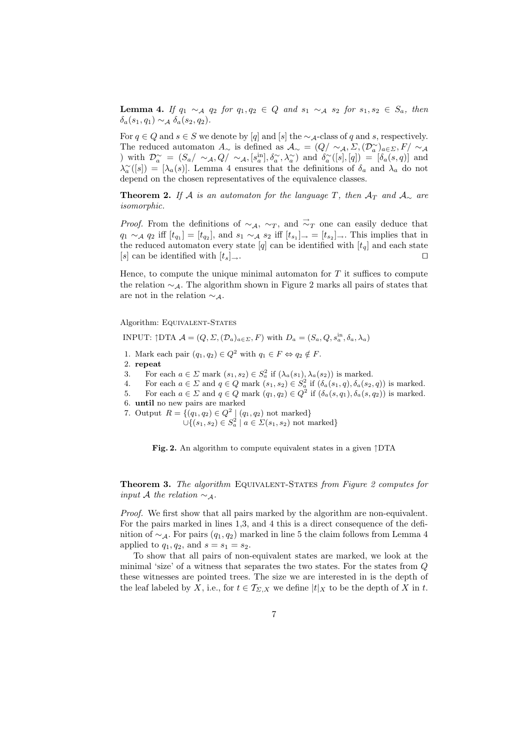**Lemma 4.** *If $q_1 \sim_{\mathcal{A}} q_2$ for $q_1, q_2 \in Q$ and $s_1 \sim_{\mathcal{A}} s_2$ for $s_1, s_2 \in S_a$, then $\delta_a(s_1, q_1) \sim_{\mathcal{A}} \delta_a(s_2, q_2)$.*

For $q \in Q$ and $s \in S$ we denote by $[q]$ and $[s]$ the $\sim_{\mathcal{A}}$-class of $q$ and $s$, respectively. The reduced automaton $A_\sim$ is defined as $\mathcal{A}_\sim = (Q/\sim_{\mathcal{A}}, \Sigma, (\mathcal{D}_a^\sim)_{a \in \Sigma}, F/\sim_{\mathcal{A}})$ with $\mathcal{D}_a^\sim = (S_a/\sim_{\mathcal{A}}, Q/\sim_{\mathcal{A}}, [s_a^{\text{in}}], \delta_a^\sim, \lambda_a^\sim)$ and $\delta_a^\sim([s],[q]) = [\delta_a(s,q)]$ and $\lambda_a^\sim([s]) = [\lambda_a(s)]$. Lemma 4 ensures that the definitions of $\delta_a$ and $\lambda_a$ do not depend on the chosen representatives of the equivalence classes.

**Theorem 2.** *If $\mathcal{A}$ is an automaton for the language $T$, then $\mathcal{A}_T$ and $\mathcal{A}_\sim$ are isomorphic.*

*Proof.* From the definitions of $\sim_{\mathcal{A}}$, $\sim_T$, and $\vec{\sim}_T$ one can easily deduce that $q_1 \sim_{\mathcal{A}} q_2$ iff $[t_{q_1}] = [t_{q_2}]$, and $s_1 \sim_{\mathcal{A}} s_2$ iff $[t_{s_1}]_\to = [t_{s_2}]_\to$. This implies that in the reduced automaton every state $[q]$ can be identified with $[t_q]$ and each state $[s]$ can be identified with $[t_s]_\to$. ◻

Hence, to compute the unique minimal automaton for $T$ it suffices to compute the relation $\sim_{\mathcal{A}}$. The algorithm shown in Figure 2 marks all pairs of states that are not in the relation $\sim_{\mathcal{A}}$.

Algorithm: Equivalent-States

INPUT: ↑DTA $\mathcal{A} = (Q, \Sigma, (\mathcal{D}_a)_{a \in \Sigma}, F)$ with $D_a = (S_a, Q, s_a^{\text{in}}, \delta_a, \lambda_a)$

1. Mark each pair $(q_1, q_2) \in Q^2$ with $q_1 \in F \Leftrightarrow q_2 \notin F$.
2. **repeat**
3. For each $a \in \Sigma$ mark $(s_1, s_2) \in S_a^2$ if $(\lambda_a(s_1), \lambda_a(s_2))$ is marked.
4. For each $a \in \Sigma$ and $q \in Q$ mark $(s_1, s_2) \in S_a^2$ if $(\delta_a(s_1, q), \delta_a(s_2, q))$ is marked.
5. For each $a \in \Sigma$ and $q \in Q$ mark $(q_1, q_2) \in Q^2$ if $(\delta_a(s, q_1), \delta_a(s, q_2))$ is marked.
6. **until** no new pairs are marked
7. Output $R = \{(q_1, q_2) \in Q^2 \mid (q_1, q_2) \text{ not marked}\}$
 $\cup \{(s_1, s_2) \in S_a^2 \mid a \in \Sigma (s_1, s_2) \text{ not marked}\}$

**Fig. 2.** An algorithm to compute equivalent states in a given ↑DTA

**Theorem 3.** *The algorithm* Equivalent-States *from Figure 2 computes for input $\mathcal{A}$ the relation $\sim_{\mathcal{A}}$.*

*Proof.* We first show that all pairs marked by the algorithm are non-equivalent. For the pairs marked in lines 1,3, and 4 this is a direct consequence of the definition of $\sim_{\mathcal{A}}$. For pairs $(q_1, q_2)$ marked in line 5 the claim follows from Lemma 4 applied to $q_1, q_2$, and $s = s_1 = s_2$.

To show that all pairs of non-equivalent states are marked, we look at the minimal 'size' of a witness that separates the two states. For the states from $Q$ these witnesses are pointed trees. The size we are interested in is the depth of the leaf labeled by $X$, i.e., for $t \in \mathcal{T}_{\Sigma,X}$ we define $|t|_X$ to be the depth of $X$ in $t$.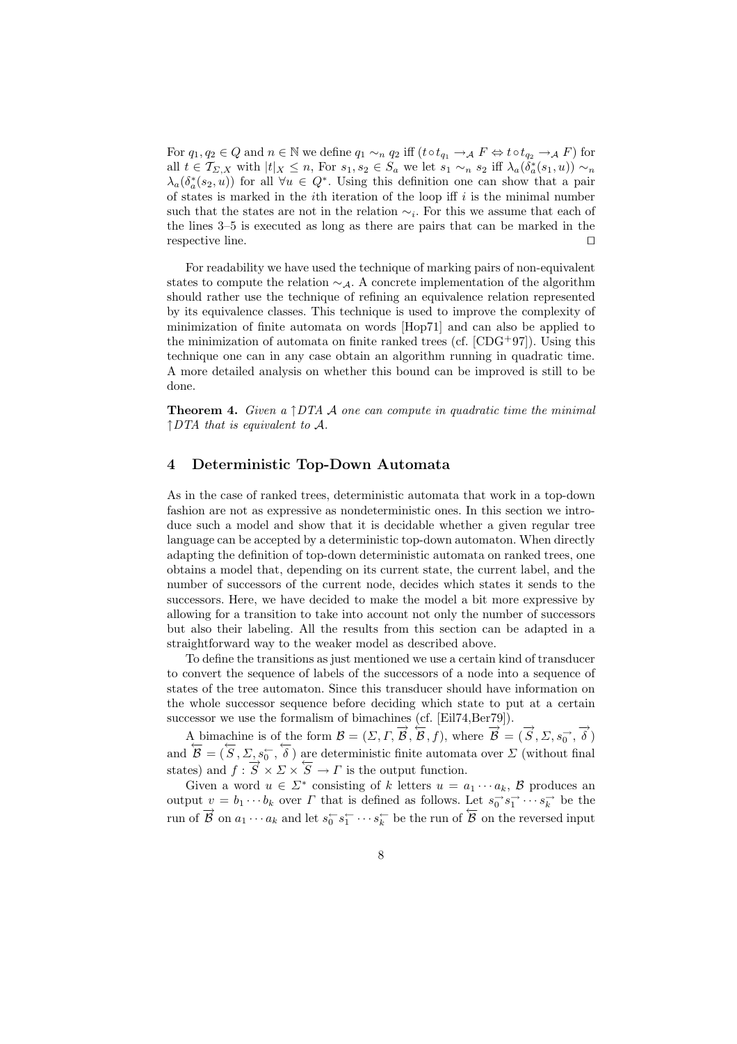For $q_1, q_2 \in Q$ and $n \in \mathbb{N}$ we define $q_1 \sim_n q_2$ iff $(t \circ t_{q_1} \rightarrow_{\mathcal{A}} F \Leftrightarrow t \circ t_{q_2} \rightarrow_{\mathcal{A}} F)$ for all $t \in \mathcal{T}_{\Sigma,X}$ with $|t|_X \leq n$, For $s_1, s_2 \in S_a$ we let $s_1 \sim_n s_2$ iff $\lambda_a(\delta_a^*(s_1, u)) \sim_n \lambda_a(\delta_a^*(s_2, u))$ for all $\forall u \in Q^*$. Using this definition one can show that a pair of states is marked in the $i$th iteration of the loop iff $i$ is the minimal number such that the states are not in the relation $\sim_i$. For this we assume that each of the lines 3–5 is executed as long as there are pairs that can be marked in the respective line. ☐

For readability we have used the technique of marking pairs of non-equivalent states to compute the relation $\sim_{\mathcal{A}}$. A concrete implementation of the algorithm should rather use the technique of refining an equivalence relation represented by its equivalence classes. This technique is used to improve the complexity of minimization of finite automata on words [Hop71] and can also be applied to the minimization of automata on finite ranked trees (cf. [CDG+97]). Using this technique one can in any case obtain an algorithm running in quadratic time. A more detailed analysis on whether this bound can be improved is still to be done.

**Theorem 4.** *Given a $\uparrow$DTA $\mathcal{A}$ one can compute in quadratic time the minimal $\uparrow$DTA that is equivalent to $\mathcal{A}$.*

## 4 Deterministic Top-Down Automata

As in the case of ranked trees, deterministic automata that work in a top-down fashion are not as expressive as nondeterministic ones. In this section we introduce such a model and show that it is decidable whether a given regular tree language can be accepted by a deterministic top-down automaton. When directly adapting the definition of top-down deterministic automata on ranked trees, one obtains a model that, depending on its current state, the current label, and the number of successors of the current node, decides which states it sends to the successors. Here, we have decided to make the model a bit more expressive by allowing for a transition to take into account not only the number of successors but also their labeling. All the results from this section can be adapted in a straightforward way to the weaker model as described above.

To define the transitions as just mentioned we use a certain kind of transducer to convert the sequence of labels of the successors of a node into a sequence of states of the tree automaton. Since this transducer should have information on the whole successor sequence before deciding which state to put at a certain successor we use the formalism of bimachines (cf. [Eil74,Ber79]).

A bimachine is of the form $\mathcal{B} = (\Sigma, \Gamma, \overrightarrow{\mathcal{B}}, \overleftarrow{\mathcal{B}}, f)$, where $\overrightarrow{\mathcal{B}} = (\overrightarrow{S}, \Sigma, s_0^{\rightarrow}, \overrightarrow{\delta})$ and $\overleftarrow{\mathcal{B}} = (\overleftarrow{S}, \Sigma, s_0^{\leftarrow}, \overleftarrow{\delta})$ are deterministic finite automata over $\Sigma$ (without final states) and $f : \overrightarrow{S} \times \Sigma \times \overleftarrow{S} \rightarrow \Gamma$ is the output function.

Given a word $u \in \Sigma^*$ consisting of $k$ letters $u = a_1 \cdots a_k$, $\mathcal{B}$ produces an output $v = b_1 \cdots b_k$ over $\Gamma$ that is defined as follows. Let $s_0^{\rightarrow} s_1^{\rightarrow} \cdots s_k^{\rightarrow}$ be the run of $\overrightarrow{\mathcal{B}}$ on $a_1 \cdots a_k$ and let $s_0^{\leftarrow} s_1^{\leftarrow} \cdots s_k^{\leftarrow}$ be the run of $\overleftarrow{\mathcal{B}}$ on the reversed input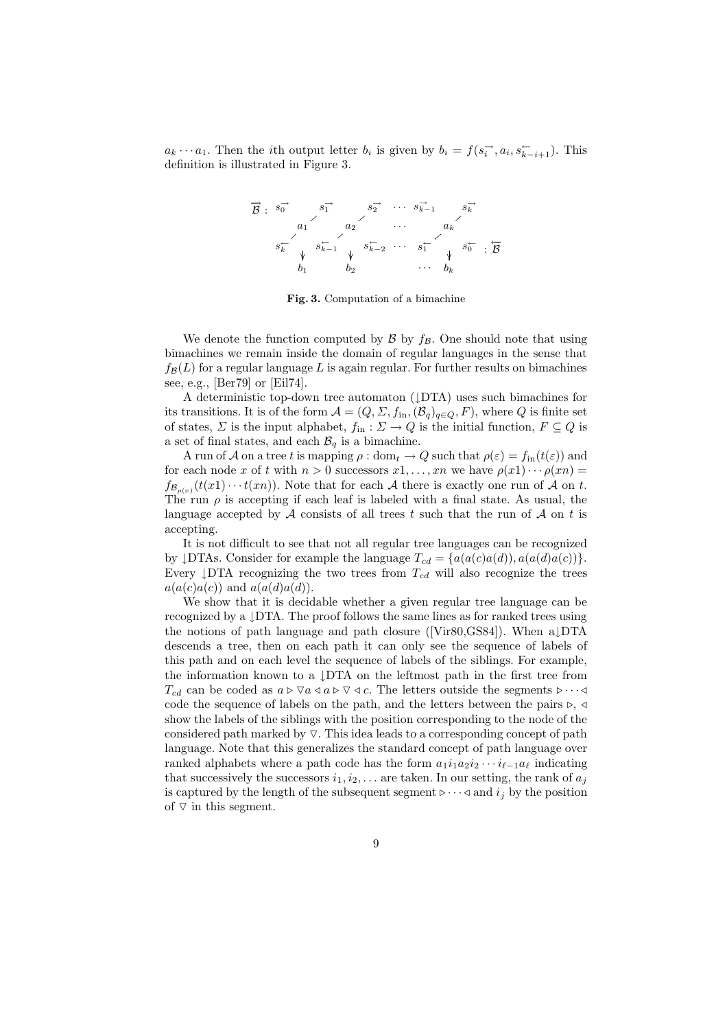$a_k \cdots a_1$. Then the $i$th output letter $b_i$ is given by $b_i = f(s_i^{\rightarrow}, a_i, s_{k-i+1}^{\leftarrow})$. This definition is illustrated in Figure 3.

$$
\begin{array}{ccccccccccc}
\overrightarrow{\mathcal{B}}: & s_0^{\rightarrow} & & s_1^{\rightarrow} & & s_2^{\rightarrow} & \cdots & s_{k-1}^{\rightarrow} & & s_k^{\rightarrow} & \\
& & a_1 & & a_2 & & \cdots & & a_k & & \\
& s_k^{\leftarrow} & & s_{k-1}^{\leftarrow} & & s_{k-2}^{\leftarrow} & \cdots & s_1^{\leftarrow} & & s_0^{\leftarrow} & : \overleftarrow{\mathcal{B}} \\
& & b_1 & & b_2 & & & \cdots & b_k & &
\end{array}
$$

**Fig. 3.** Computation of a bimachine

We denote the function computed by $\mathcal{B}$ by $f_{\mathcal{B}}$. One should note that using bimachines we remain inside the domain of regular languages in the sense that $f_{\mathcal{B}}(L)$ for a regular language $L$ is again regular. For further results on bimachines see, e.g., [Ber79] or [Eil74].

A deterministic top-down tree automaton (↓DTA) uses such bimachines for its transitions. It is of the form $\mathcal{A} = (Q, \Sigma, f_{\text{in}}, (\mathcal{B}_q)_{q \in Q}, F)$, where $Q$ is finite set of states, $\Sigma$ is the input alphabet, $f_{\text{in}} : \Sigma \to Q$ is the initial function, $F \subseteq Q$ is a set of final states, and each $\mathcal{B}_q$ is a bimachine.

A run of $\mathcal{A}$ on a tree $t$ is mapping $\rho : \text{dom}_t \to Q$ such that $\rho(\varepsilon) = f_{\text{in}}(t(\varepsilon))$ and for each node $x$ of $t$ with $n > 0$ successors $x1, \ldots, xn$ we have $\rho(x1) \cdots \rho(xn) = f_{\mathcal{B}_{\rho(x)}}(t(x1) \cdots t(xn))$. Note that for each $\mathcal{A}$ there is exactly one run of $\mathcal{A}$ on $t$. The run $\rho$ is accepting if each leaf is labeled with a final state. As usual, the language accepted by $\mathcal{A}$ consists of all trees $t$ such that the run of $\mathcal{A}$ on $t$ is accepting.

It is not difficult to see that not all regular tree languages can be recognized by ↓DTAs. Consider for example the language $T_{cd} = \{a(a(c)a(d)), a(a(d)a(c))\}$. Every ↓DTA recognizing the two trees from $T_{cd}$ will also recognize the trees $a(a(c)a(c))$ and $a(a(d)a(d))$.

We show that it is decidable whether a given regular tree language can be recognized by a ↓DTA. The proof follows the same lines as for ranked trees using the notions of path language and path closure ([Vir80,GS84]). When a↓DTA descends a tree, then on each path it can only see the sequence of labels of this path and on each level the sequence of labels of the siblings. For example, the information known to a ↓DTA on the leftmost path in the first tree from $T_{cd}$ can be coded as $a \triangleright \triangledown a \triangleleft a \triangleright \triangledown \triangleleft c$. The letters outside the segments $\triangleright \cdots \triangleleft$ code the sequence of labels on the path, and the letters between the pairs $\triangleright$, $\triangleleft$ show the labels of the siblings with the position corresponding to the node of the considered path marked by $\triangledown$. This idea leads to a corresponding concept of path language. Note that this generalizes the standard concept of path language over ranked alphabets where a path code has the form $a_1 i_1 a_2 i_2 \cdots i_{\ell-1} a_\ell$ indicating that successively the successors $i_1, i_2, \ldots$ are taken. In our setting, the rank of $a_j$ is captured by the length of the subsequent segment $\triangleright \cdots \triangleleft$ and $i_j$ by the position of $\triangledown$ in this segment.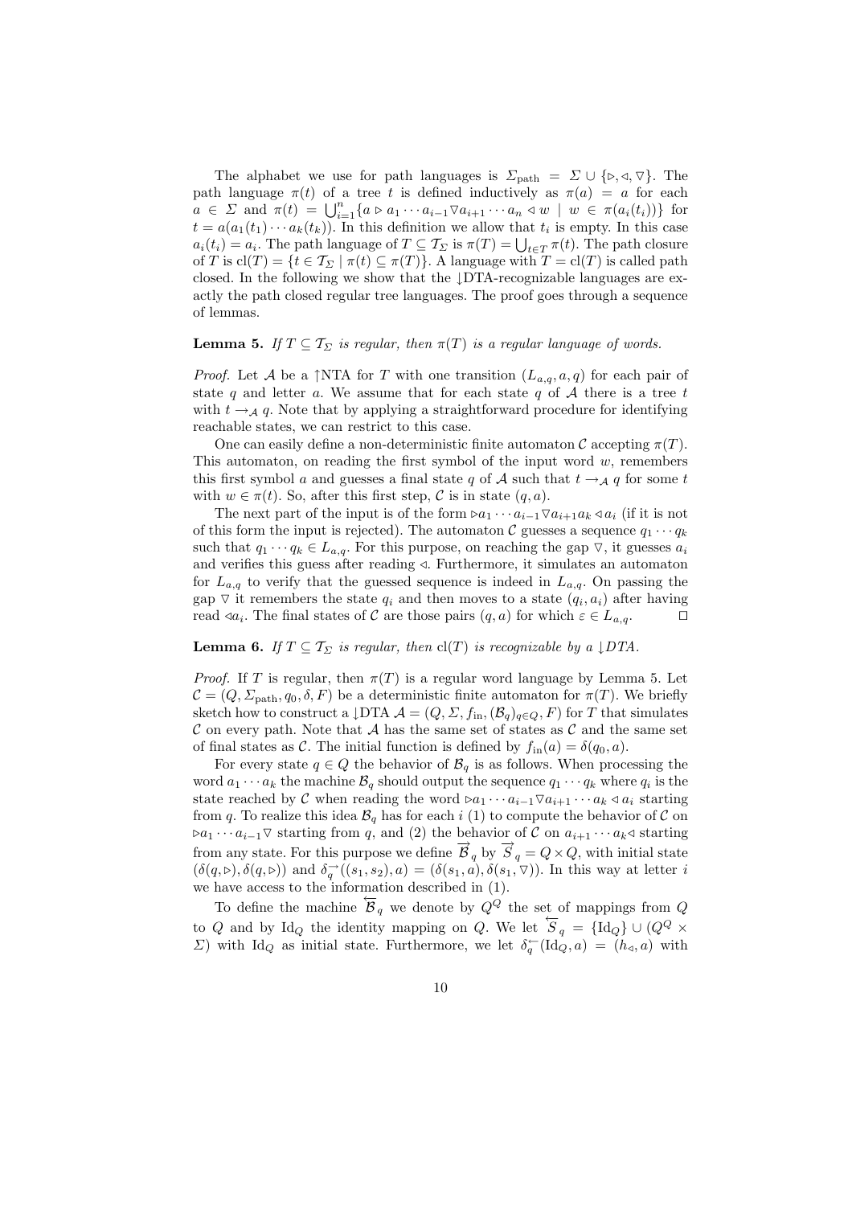The alphabet we use for path languages is $\Sigma_{\text{path}} = \Sigma \cup \{\triangleright, \triangleleft, \triangledown\}$. The path language $\pi(t)$ of a tree $t$ is defined inductively as $\pi(a) = a$ for each $a \in \Sigma$ and $\pi(t) = \bigcup_{i=1}^{n} \{a \triangleright a_1 \cdots a_{i-1} \triangledown a_{i+1} \cdots a_n \triangleleft w \mid w \in \pi(a_i(t_i))\}$ for $t = a(a_1(t_1) \cdots a_k(t_k))$. In this definition we allow that $t_i$ is empty. In this case $a_i(t_i) = a_i$. The path language of $T \subseteq \mathcal{T}_\Sigma$ is $\pi(T) = \bigcup_{t \in T} \pi(t)$. The path closure of $T$ is $\text{cl}(T) = \{t \in \mathcal{T}_\Sigma \mid \pi(t) \subseteq \pi(T)\}$. A language with $T = \text{cl}(T)$ is called path closed. In the following we show that the $\downarrow$DTA-recognizable languages are exactly the path closed regular tree languages. The proof goes through a sequence of lemmas.

**Lemma 5.** *If $T \subseteq \mathcal{T}_\Sigma$ is regular, then $\pi(T)$ is a regular language of words.*

*Proof.* Let $\mathcal{A}$ be a $\uparrow$NTA for $T$ with one transition $(L_{a,q}, a, q)$ for each pair of state $q$ and letter $a$. We assume that for each state $q$ of $\mathcal{A}$ there is a tree $t$ with $t \to_{\mathcal{A}} q$. Note that by applying a straightforward procedure for identifying reachable states, we can restrict to this case.

One can easily define a non-deterministic finite automaton $\mathcal{C}$ accepting $\pi(T)$. This automaton, on reading the first symbol of the input word $w$, remembers this first symbol $a$ and guesses a final state $q$ of $\mathcal{A}$ such that $t \to_{\mathcal{A}} q$ for some $t$ with $w \in \pi(t)$. So, after this first step, $\mathcal{C}$ is in state $(q, a)$.

The next part of the input is of the form $\triangleright a_1 \cdots a_{i-1} \triangledown a_{i+1} a_k \triangleleft a_i$ (if it is not of this form the input is rejected). The automaton $\mathcal{C}$ guesses a sequence $q_1 \cdots q_k$ such that $q_1 \cdots q_k \in L_{a,q}$. For this purpose, on reaching the gap $\triangledown$, it guesses $a_i$ and verifies this guess after reading $\triangleleft$. Furthermore, it simulates an automaton for $L_{a,q}$ to verify that the guessed sequence is indeed in $L_{a,q}$. On passing the gap $\triangledown$ it remembers the state $q_i$ and then moves to a state $(q_i, a_i)$ after having read $\triangleleft a_i$. The final states of $\mathcal{C}$ are those pairs $(q, a)$ for which $\varepsilon \in L_{a,q}$. $\square$

**Lemma 6.** *If $T \subseteq \mathcal{T}_\Sigma$ is regular, then $\text{cl}(T)$ is recognizable by a $\downarrow$DTA.*

*Proof.* If $T$ is regular, then $\pi(T)$ is a regular word language by Lemma 5. Let $\mathcal{C} = (Q, \Sigma_{\text{path}}, q_0, \delta, F)$ be a deterministic finite automaton for $\pi(T)$. We briefly sketch how to construct a $\downarrow$DTA $\mathcal{A} = (Q, \Sigma, f_{\text{in}}, (\mathcal{B}_q)_{q \in Q}, F)$ for $T$ that simulates $\mathcal{C}$ on every path. Note that $\mathcal{A}$ has the same set of states as $\mathcal{C}$ and the same set of final states as $\mathcal{C}$. The initial function is defined by $f_{\text{in}}(a) = \delta(q_0, a)$.

For every state $q \in Q$ the behavior of $\mathcal{B}_q$ is as follows. When processing the word $a_1 \cdots a_k$ the machine $\mathcal{B}_q$ should output the sequence $q_1 \cdots q_k$ where $q_i$ is the state reached by $\mathcal{C}$ when reading the word $\triangleright a_1 \cdots a_{i-1} \triangledown a_{i+1} \cdots a_k \triangleleft a_i$ starting from $q$. To realize this idea $\mathcal{B}_q$ has for each $i$ (1) to compute the behavior of $\mathcal{C}$ on $\triangleright a_1 \cdots a_{i-1} \triangledown$ starting from $q$, and (2) the behavior of $\mathcal{C}$ on $a_{i+1} \cdots a_k \triangleleft$ starting from any state. For this purpose we define $\overrightarrow{\mathcal{B}}_q$ by $\overrightarrow{S}_q = Q \times Q$, with initial state $(\delta(q, \triangleright), \delta(q, \triangleright))$ and $\delta_q^{\rightarrow}((s_1, s_2), a) = (\delta(s_1, a), \delta(s_1, \triangledown))$. In this way at letter $i$ we have access to the information described in (1).

To define the machine $\overleftarrow{\mathcal{B}}_q$ we denote by $Q^Q$ the set of mappings from $Q$ to $Q$ and by $\text{Id}_Q$ the identity mapping on $Q$. We let $\overleftarrow{S}_q = \{\text{Id}_Q\} \cup (Q^Q \times \Sigma)$ with $\text{Id}_Q$ as initial state. Furthermore, we let $\delta_q^{\leftarrow}(\text{Id}_Q, a) = (h_{\triangleleft}, a)$ with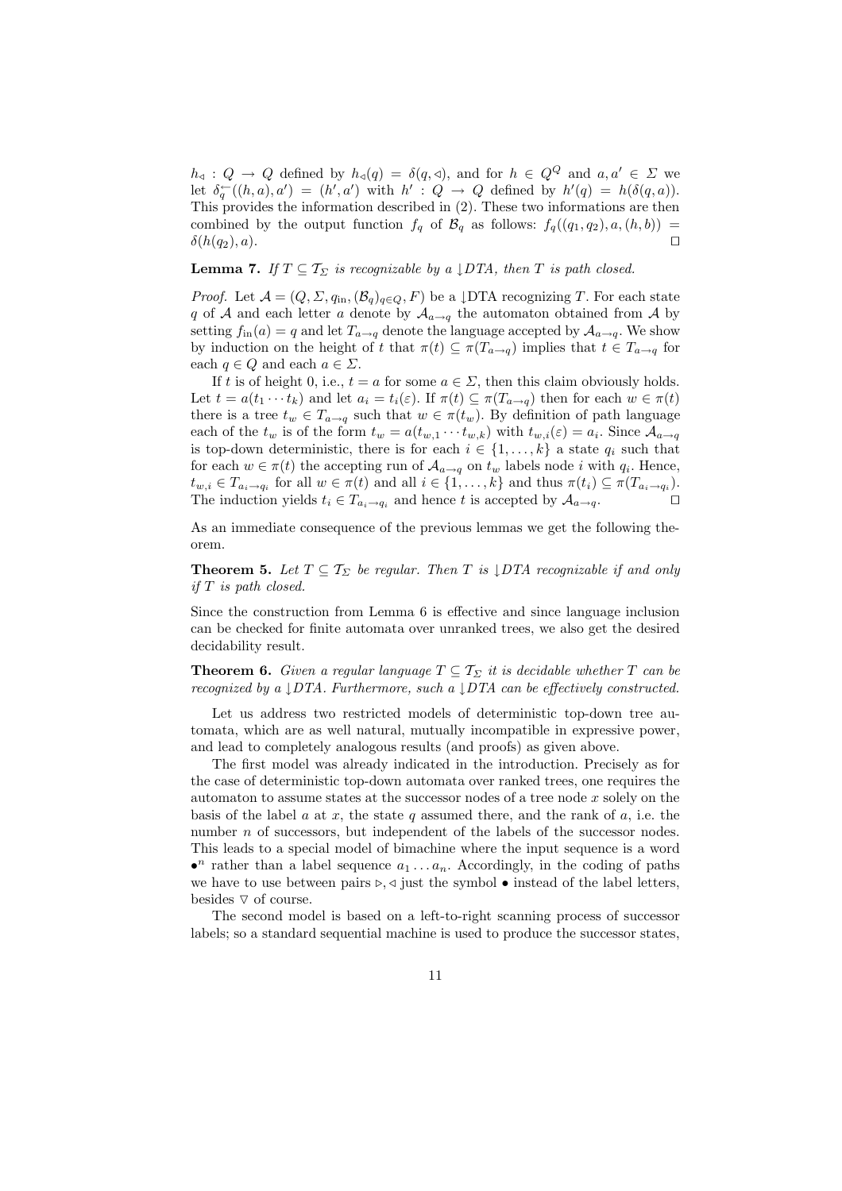$h_{\triangleleft} : Q \to Q$ defined by $h_{\triangleleft}(q) = \delta(q, \triangleleft)$, and for $h \in Q^Q$ and $a, a' \in \Sigma$ we let $\delta_q^{\leftarrow}((h, a), a') = (h', a')$ with $h' : Q \to Q$ defined by $h'(q) = h(\delta(q, a))$. This provides the information described in (2). These two informations are then combined by the output function $f_q$ of $\mathcal{B}_q$ as follows: $f_q((q_1, q_2), a, (h, b)) = \delta(h(q_2), a)$. $\square$

**Lemma 7.** *If $T \subseteq \mathcal{T}_\Sigma$ is recognizable by a ↓DTA, then $T$ is path closed.*

*Proof.* Let $\mathcal{A} = (Q, \Sigma, q_{\text{in}}, (\mathcal{B}_q)_{q \in Q}, F)$ be a ↓DTA recognizing $T$. For each state $q$ of $\mathcal{A}$ and each letter $a$ denote by $\mathcal{A}_{a \to q}$ the automaton obtained from $\mathcal{A}$ by setting $f_{\text{in}}(a) = q$ and let $T_{a \to q}$ denote the language accepted by $\mathcal{A}_{a \to q}$. We show by induction on the height of $t$ that $\pi(t) \subseteq \pi(T_{a \to q})$ implies that $t \in T_{a \to q}$ for each $q \in Q$ and each $a \in \Sigma$.

If $t$ is of height 0, i.e., $t = a$ for some $a \in \Sigma$, then this claim obviously holds. Let $t = a(t_1 \cdots t_k)$ and let $a_i = t_i(\varepsilon)$. If $\pi(t) \subseteq \pi(T_{a \to q})$ then for each $w \in \pi(t)$ there is a tree $t_w \in T_{a \to q}$ such that $w \in \pi(t_w)$. By definition of path language each of the $t_w$ is of the form $t_w = a(t_{w,1} \cdots t_{w,k})$ with $t_{w,i}(\varepsilon) = a_i$. Since $\mathcal{A}_{a \to q}$ is top-down deterministic, there is for each $i \in \{1, \ldots, k\}$ a state $q_i$ such that for each $w \in \pi(t)$ the accepting run of $\mathcal{A}_{a \to q}$ on $t_w$ labels node $i$ with $q_i$. Hence, $t_{w,i} \in T_{a_i \to q_i}$ for all $w \in \pi(t)$ and all $i \in \{1, \ldots, k\}$ and thus $\pi(t_i) \subseteq \pi(T_{a_i \to q_i})$. The induction yields $t_i \in T_{a_i \to q_i}$ and hence $t$ is accepted by $\mathcal{A}_{a \to q}$. $\square$

As an immediate consequence of the previous lemmas we get the following theorem.

**Theorem 5.** *Let $T \subseteq \mathcal{T}_\Sigma$ be regular. Then $T$ is ↓DTA recognizable if and only if $T$ is path closed.*

Since the construction from Lemma 6 is effective and since language inclusion can be checked for finite automata over unranked trees, we also get the desired decidability result.

**Theorem 6.** *Given a regular language $T \subseteq \mathcal{T}_\Sigma$ it is decidable whether $T$ can be recognized by a ↓DTA. Furthermore, such a ↓DTA can be effectively constructed.*

Let us address two restricted models of deterministic top-down tree automata, which are as well natural, mutually incompatible in expressive power, and lead to completely analogous results (and proofs) as given above.

The first model was already indicated in the introduction. Precisely as for the case of deterministic top-down automata over ranked trees, one requires the automaton to assume states at the successor nodes of a tree node $x$ solely on the basis of the label $a$ at $x$, the state $q$ assumed there, and the rank of $a$, i.e. the number $n$ of successors, but independent of the labels of the successor nodes. This leads to a special model of bimachine where the input sequence is a word $\bullet^n$ rather than a label sequence $a_1 \ldots a_n$. Accordingly, in the coding of paths we have to use between pairs $\triangleright, \triangleleft$ just the symbol $\bullet$ instead of the label letters, besides $\triangledown$ of course.

The second model is based on a left-to-right scanning process of successor labels; so a standard sequential machine is used to produce the successor states,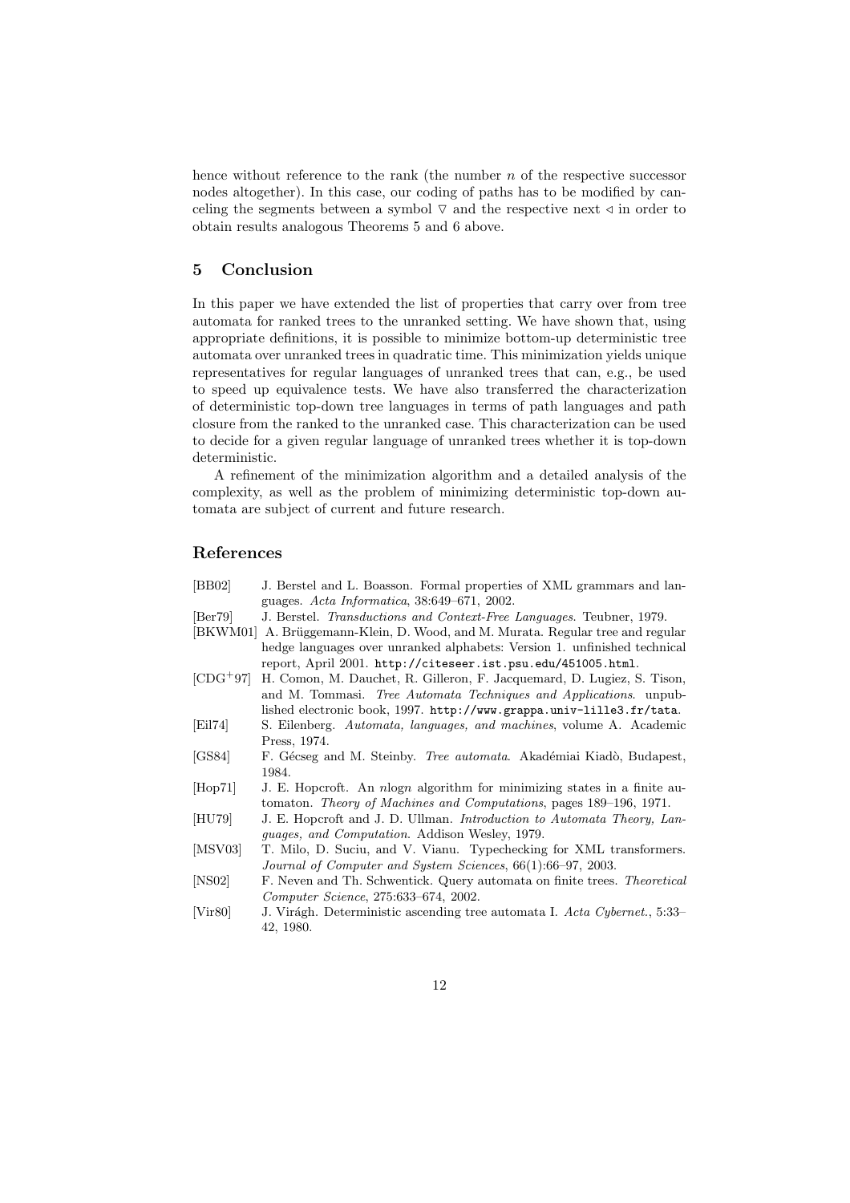hence without reference to the rank (the number $n$ of the respective successor nodes altogether). In this case, our coding of paths has to be modified by canceling the segments between a symbol $\triangledown$ and the respective next $\triangleleft$ in order to obtain results analogous Theorems 5 and 6 above.

## 5 Conclusion

In this paper we have extended the list of properties that carry over from tree automata for ranked trees to the unranked setting. We have shown that, using appropriate definitions, it is possible to minimize bottom-up deterministic tree automata over unranked trees in quadratic time. This minimization yields unique representatives for regular languages of unranked trees that can, e.g., be used to speed up equivalence tests. We have also transferred the characterization of deterministic top-down tree languages in terms of path languages and path closure from the ranked to the unranked case. This characterization can be used to decide for a given regular language of unranked trees whether it is top-down deterministic.

A refinement of the minimization algorithm and a detailed analysis of the complexity, as well as the problem of minimizing deterministic top-down automata are subject of current and future research.

## References

[BB02] J. Berstel and L. Boasson. Formal properties of XML grammars and languages. *Acta Informatica*, 38:649–671, 2002.

[Ber79] J. Berstel. *Transductions and Context-Free Languages*. Teubner, 1979.

[BKWM01] A. Brüggemann-Klein, D. Wood, and M. Murata. Regular tree and regular hedge languages over unranked alphabets: Version 1. unfinished technical report, April 2001. `http://citeseer.ist.psu.edu/451005.html`.

[CDG+97] H. Comon, M. Dauchet, R. Gilleron, F. Jacquemard, D. Lugiez, S. Tison, and M. Tommasi. *Tree Automata Techniques and Applications*. unpublished electronic book, 1997. `http://www.grappa.univ-lille3.fr/tata`.

[Eil74] S. Eilenberg. *Automata, languages, and machines*, volume A. Academic Press, 1974.

[GS84] F. Gécseg and M. Steinby. *Tree automata*. Akadémiai Kiadò, Budapest, 1984.

[Hop71] J. E. Hopcroft. An $n\log n$ algorithm for minimizing states in a finite automaton. *Theory of Machines and Computations*, pages 189–196, 1971.

[HU79] J. E. Hopcroft and J. D. Ullman. *Introduction to Automata Theory, Languages, and Computation*. Addison Wesley, 1979.

[MSV03] T. Milo, D. Suciu, and V. Vianu. Typechecking for XML transformers. *Journal of Computer and System Sciences*, 66(1):66–97, 2003.

[NS02] F. Neven and Th. Schwentick. Query automata on finite trees. *Theoretical Computer Science*, 275:633–674, 2002.

[Vir80] J. Virágh. Deterministic ascending tree automata I. *Acta Cybernet.*, 5:33–42, 1980.